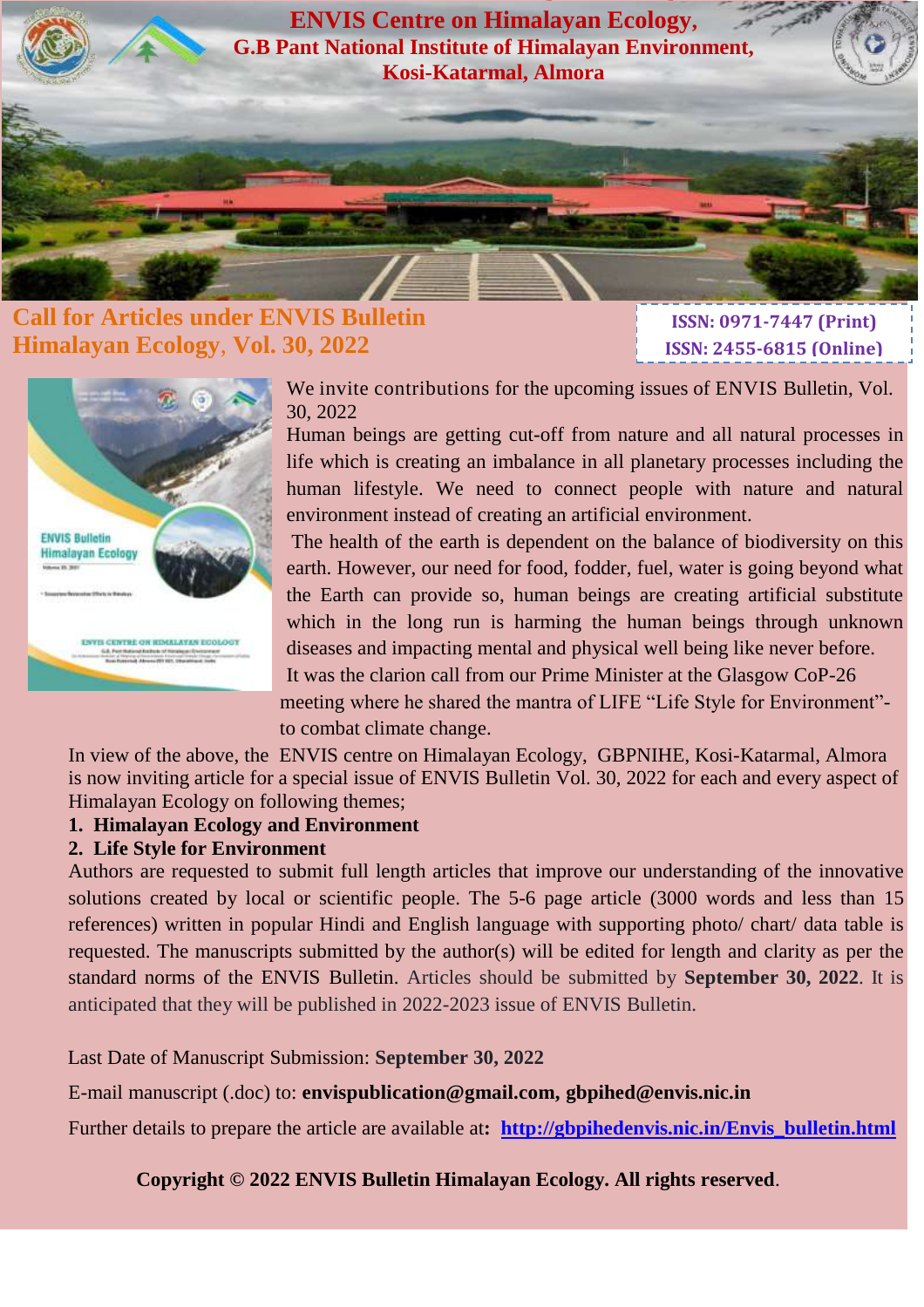# ENVIS Centre on Himalayan Ecology,

## G.B Pant National Institute of Himalayan Environment, Kosi-Katarmal, Almora

## Call for Articles under ENVIS Bulletin Himalayan Ecology, Vol. 30, 2022

**ISSN: 0971-7447 (Print)**
**ISSN: 2455-6815 (Online)**

We invite contributions for the upcoming issues of ENVIS Bulletin, Vol. 30, 2022

Human beings are getting cut-off from nature and all natural processes in life which is creating an imbalance in all planetary processes including the human lifestyle. We need to connect people with nature and natural environment instead of creating an artificial environment.

The health of the earth is dependent on the balance of biodiversity on this earth. However, our need for food, fodder, fuel, water is going beyond what the Earth can provide so, human beings are creating artificial substitute which in the long run is harming the human beings through unknown diseases and impacting mental and physical well being like never before.

It was the clarion call from our Prime Minister at the Glasgow CoP-26 meeting where he shared the mantra of LIFE "Life Style for Environment"- to combat climate change.

In view of the above, the ENVIS centre on Himalayan Ecology, GBPNIHE, Kosi-Katarmal, Almora is now inviting article for a special issue of ENVIS Bulletin Vol. 30, 2022 for each and every aspect of Himalayan Ecology on following themes;

1. **Himalayan Ecology and Environment**
2. **Life Style for Environment**

Authors are requested to submit full length articles that improve our understanding of the innovative solutions created by local or scientific people. The 5-6 page article (3000 words and less than 15 references) written in popular Hindi and English language with supporting photo/ chart/ data table is requested. The manuscripts submitted by the author(s) will be edited for length and clarity as per the standard norms of the ENVIS Bulletin. Articles should be submitted by **September 30, 2022**. It is anticipated that they will be published in 2022-2023 issue of ENVIS Bulletin.

Last Date of Manuscript Submission: **September 30, 2022**

E-mail manuscript (.doc) to: **envispublication@gmail.com, gbpihed@envis.nic.in**

Further details to prepare the article are available at: **http://gbpihedenvis.nic.in/Envis_bulletin.html**

**Copyright © 2022 ENVIS Bulletin Himalayan Ecology. All rights reserved**.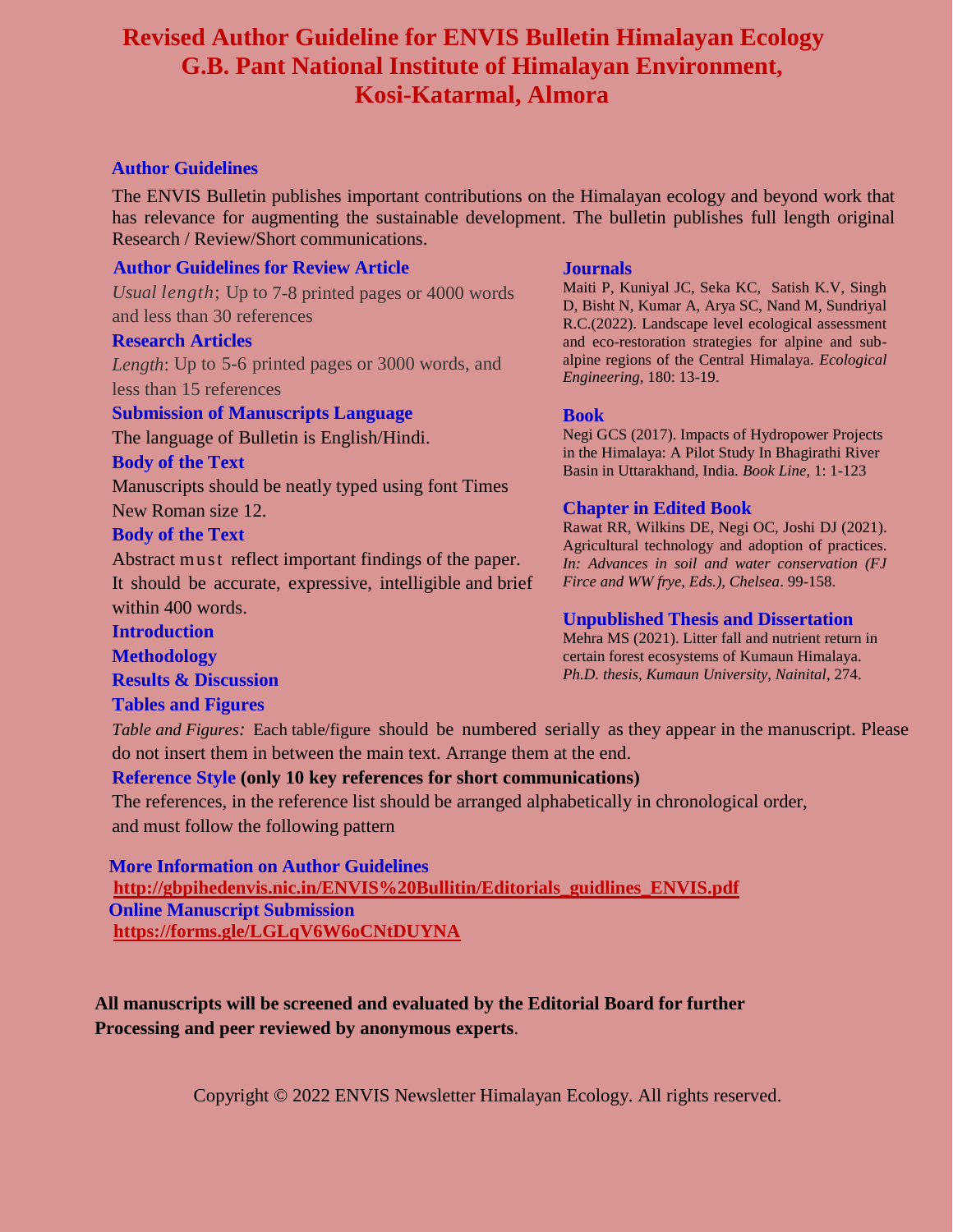# Revised Author Guideline for ENVIS Bulletin Himalayan Ecology G.B. Pant National Institute of Himalayan Environment, Kosi-Katarmal, Almora

## Author Guidelines

The ENVIS Bulletin publishes important contributions on the Himalayan ecology and beyond work that has relevance for augmenting the sustainable development. The bulletin publishes full length original Research / Review/Short communications.

### Author Guidelines for Review Article

*Usual length*; Up to 7-8 printed pages or 4000 words and less than 30 references

### Research Articles

*Length*: Up to 5-6 printed pages or 3000 words, and less than 15 references

### Submission of Manuscripts Language

The language of Bulletin is English/Hindi.

### Body of the Text

Manuscripts should be neatly typed using font Times New Roman size 12.

### Body of the Text

Abstract must reflect important findings of the paper. It should be accurate, expressive, intelligible and brief within 400 words.

### Introduction

### Methodology

### Results & Discussion

### Tables and Figures

*Table and Figures:* Each table/figure should be numbered serially as they appear in the manuscript. Please do not insert them in between the main text. Arrange them at the end.

### Reference Style **(only 10 key references for short communications)**

The references, in the reference list should be arranged alphabetically in chronological order, and must follow the following pattern

#### Journals

Maiti P, Kuniyal JC, Seka KC, Satish K.V, Singh D, Bisht N, Kumar A, Arya SC, Nand M, Sundriyal R.C.(2022). Landscape level ecological assessment and eco-restoration strategies for alpine and sub-alpine regions of the Central Himalaya. *Ecological Engineering*, 180: 13-19.

#### Book

Negi GCS (2017). Impacts of Hydropower Projects in the Himalaya: A Pilot Study In Bhagirathi River Basin in Uttarakhand, India. *Book Line*, 1: 1-123

#### Chapter in Edited Book

Rawat RR, Wilkins DE, Negi OC, Joshi DJ (2021). Agricultural technology and adoption of practices. *In: Advances in soil and water conservation (FJ Firce and WW frye, Eds.), Chelsea*. 99-158.

#### Unpublished Thesis and Dissertation

Mehra MS (2021). Litter fall and nutrient return in certain forest ecosystems of Kumaun Himalaya. *Ph.D. thesis, Kumaun University, Nainital*, 274.

**More Information on Author Guidelines**
**http://gbpihedenvis.nic.in/ENVIS%20Bullitin/Editorials_guidlines_ENVIS.pdf**
**Online Manuscript Submission**
**https://forms.gle/LGLqV6W6oCNtDUYNA**

**All manuscripts will be screened and evaluated by the Editorial Board for further Processing and peer reviewed by anonymous experts**.

Copyright © 2022 ENVIS Newsletter Himalayan Ecology. All rights reserved.